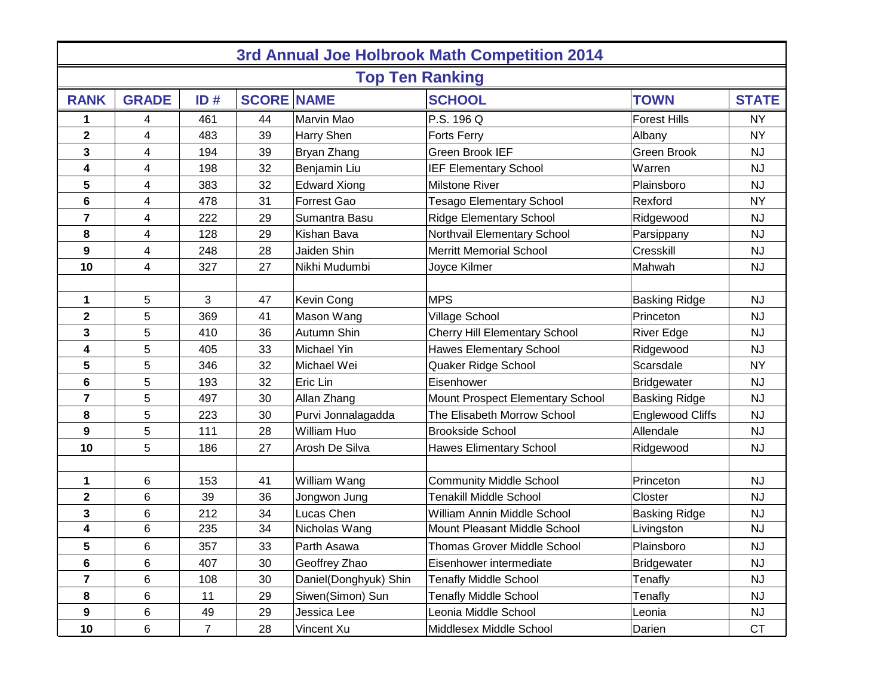# 3rd Annual Joe Holbrook Math Competition 2014

## Top Ten Ranking

| RANK | GRADE | ID # | SCORE | NAME | SCHOOL | TOWN | STATE |
|---|---|---|---|---|---|---|---|
| 1 | 4 | 461 | 44 | Marvin Mao | P.S. 196 Q | Forest Hills | NY |
| 2 | 4 | 483 | 39 | Harry Shen | Forts Ferry | Albany | NY |
| 3 | 4 | 194 | 39 | Bryan Zhang | Green Brook IEF | Green Brook | NJ |
| 4 | 4 | 198 | 32 | Benjamin Liu | IEF Elementary School | Warren | NJ |
| 5 | 4 | 383 | 32 | Edward Xiong | Milstone River | Plainsboro | NJ |
| 6 | 4 | 478 | 31 | Forrest Gao | Tesago Elementary School | Rexford | NY |
| 7 | 4 | 222 | 29 | Sumantra Basu | Ridge Elementary School | Ridgewood | NJ |
| 8 | 4 | 128 | 29 | Kishan Bava | Northvail Elementary School | Parsippany | NJ |
| 9 | 4 | 248 | 28 | Jaiden Shin | Merritt Memorial School | Cresskill | NJ |
| 10 | 4 | 327 | 27 | Nikhi Mudumbi | Joyce Kilmer | Mahwah | NJ |
| | | | | | | | |
| 1 | 5 | 3 | 47 | Kevin Cong | MPS | Basking Ridge | NJ |
| 2 | 5 | 369 | 41 | Mason Wang | Village School | Princeton | NJ |
| 3 | 5 | 410 | 36 | Autumn Shin | Cherry Hill Elementary School | River Edge | NJ |
| 4 | 5 | 405 | 33 | Michael Yin | Hawes Elementary School | Ridgewood | NJ |
| 5 | 5 | 346 | 32 | Michael Wei | Quaker Ridge School | Scarsdale | NY |
| 6 | 5 | 193 | 32 | Eric Lin | Eisenhower | Bridgewater | NJ |
| 7 | 5 | 497 | 30 | Allan Zhang | Mount Prospect Elementary School | Basking Ridge | NJ |
| 8 | 5 | 223 | 30 | Purvi Jonnalagadda | The Elisabeth Morrow School | Englewood Cliffs | NJ |
| 9 | 5 | 111 | 28 | William Huo | Brookside School | Allendale | NJ |
| 10 | 5 | 186 | 27 | Arosh De Silva | Hawes Elimentary School | Ridgewood | NJ |
| | | | | | | | |
| 1 | 6 | 153 | 41 | William Wang | Community Middle School | Princeton | NJ |
| 2 | 6 | 39 | 36 | Jongwon Jung | Tenakill Middle School | Closter | NJ |
| 3 | 6 | 212 | 34 | Lucas Chen | William Annin Middle School | Basking Ridge | NJ |
| 4 | 6 | 235 | 34 | Nicholas Wang | Mount Pleasant Middle School | Livingston | NJ |
| 5 | 6 | 357 | 33 | Parth Asawa | Thomas Grover Middle School | Plainsboro | NJ |
| 6 | 6 | 407 | 30 | Geoffrey Zhao | Eisenhower intermediate | Bridgewater | NJ |
| 7 | 6 | 108 | 30 | Daniel(Donghyuk) Shin | Tenafly Middle School | Tenafly | NJ |
| 8 | 6 | 11 | 29 | Siwen(Simon) Sun | Tenafly Middle School | Tenafly | NJ |
| 9 | 6 | 49 | 29 | Jessica Lee | Leonia Middle School | Leonia | NJ |
| 10 | 6 | 7 | 28 | Vincent Xu | Middlesex Middle School | Darien | CT |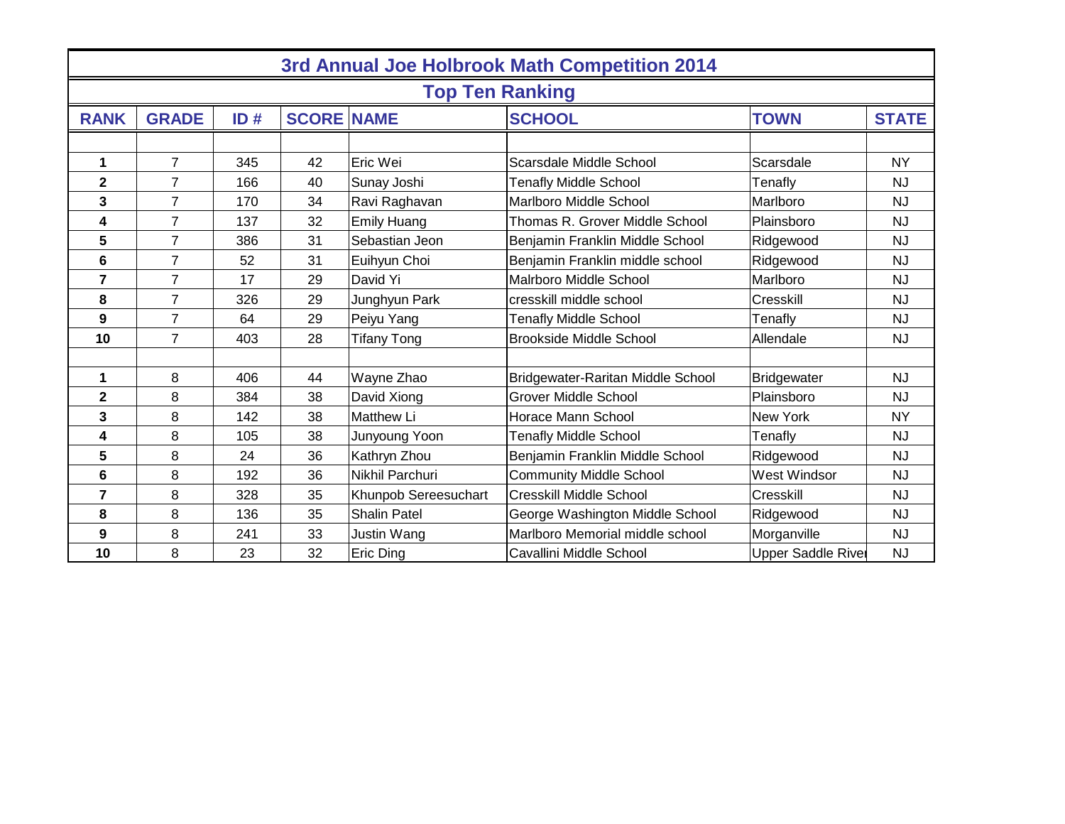## 3rd Annual Joe Holbrook Math Competition 2014

### Top Ten Ranking

| RANK | GRADE | ID # | SCORE | NAME | SCHOOL | TOWN | STATE |
|---|---|---|---|---|---|---|---|
| | | | | | | | |
| **1** | 7 | 345 | 42 | Eric Wei | Scarsdale Middle School | Scarsdale | NY |
| **2** | 7 | 166 | 40 | Sunay Joshi | Tenafly Middle School | Tenafly | NJ |
| **3** | 7 | 170 | 34 | Ravi Raghavan | Marlboro Middle School | Marlboro | NJ |
| **4** | 7 | 137 | 32 | Emily Huang | Thomas R. Grover Middle School | Plainsboro | NJ |
| **5** | 7 | 386 | 31 | Sebastian Jeon | Benjamin Franklin Middle School | Ridgewood | NJ |
| **6** | 7 | 52 | 31 | Euihyun Choi | Benjamin Franklin middle school | Ridgewood | NJ |
| **7** | 7 | 17 | 29 | David Yi | Malrboro Middle School | Marlboro | NJ |
| **8** | 7 | 326 | 29 | Junghyun Park | cresskill middle school | Cresskill | NJ |
| **9** | 7 | 64 | 29 | Peiyu Yang | Tenafly Middle School | Tenafly | NJ |
| **10** | 7 | 403 | 28 | Tifany Tong | Brookside Middle School | Allendale | NJ |
| | | | | | | | |
| **1** | 8 | 406 | 44 | Wayne Zhao | Bridgewater-Raritan Middle School | Bridgewater | NJ |
| **2** | 8 | 384 | 38 | David Xiong | Grover Middle School | Plainsboro | NJ |
| **3** | 8 | 142 | 38 | Matthew Li | Horace Mann School | New York | NY |
| **4** | 8 | 105 | 38 | Junyoung Yoon | Tenafly Middle School | Tenafly | NJ |
| **5** | 8 | 24 | 36 | Kathryn Zhou | Benjamin Franklin Middle School | Ridgewood | NJ |
| **6** | 8 | 192 | 36 | Nikhil Parchuri | Community Middle School | West Windsor | NJ |
| **7** | 8 | 328 | 35 | Khunpob Sereesuchart | Cresskill Middle School | Cresskill | NJ |
| **8** | 8 | 136 | 35 | Shalin Patel | George Washington Middle School | Ridgewood | NJ |
| **9** | 8 | 241 | 33 | Justin Wang | Marlboro Memorial middle school | Morganville | NJ |
| **10** | 8 | 23 | 32 | Eric Ding | Cavallini Middle School | Upper Saddle River | NJ |